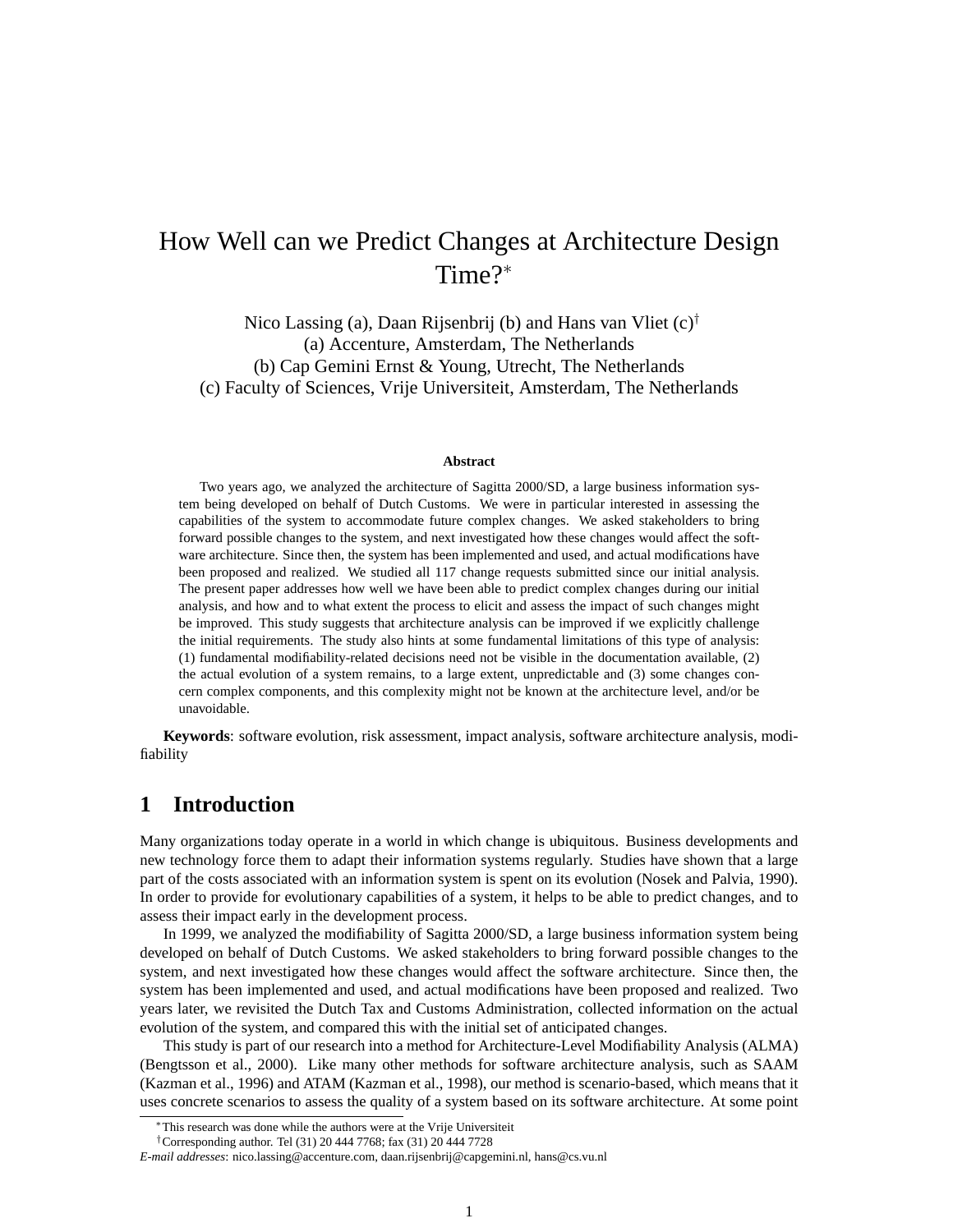# How Well can we Predict Changes at Architecture Design Time?[*]

Nico Lassing (a), Daan Rijsenbrij (b) and Hans van Vliet (c)[†]
(a) Accenture, Amsterdam, The Netherlands
(b) Cap Gemini Ernst & Young, Utrecht, The Netherlands
(c) Faculty of Sciences, Vrije Universiteit, Amsterdam, The Netherlands

**Abstract**

Two years ago, we analyzed the architecture of Sagitta 2000/SD, a large business information system being developed on behalf of Dutch Customs. We were in particular interested in assessing the capabilities of the system to accommodate future complex changes. We asked stakeholders to bring forward possible changes to the system, and next investigated how these changes would affect the software architecture. Since then, the system has been implemented and used, and actual modifications have been proposed and realized. We studied all 117 change requests submitted since our initial analysis. The present paper addresses how well we have been able to predict complex changes during our initial analysis, and how and to what extent the process to elicit and assess the impact of such changes might be improved. This study suggests that architecture analysis can be improved if we explicitly challenge the initial requirements. The study also hints at some fundamental limitations of this type of analysis: (1) fundamental modifiability-related decisions need not be visible in the documentation available, (2) the actual evolution of a system remains, to a large extent, unpredictable and (3) some changes concern complex components, and this complexity might not be known at the architecture level, and/or be unavoidable.

**Keywords**: software evolution, risk assessment, impact analysis, software architecture analysis, modifiability

## 1 Introduction

Many organizations today operate in a world in which change is ubiquitous. Business developments and new technology force them to adapt their information systems regularly. Studies have shown that a large part of the costs associated with an information system is spent on its evolution (Nosek and Palvia, 1990). In order to provide for evolutionary capabilities of a system, it helps to be able to predict changes, and to assess their impact early in the development process.

In 1999, we analyzed the modifiability of Sagitta 2000/SD, a large business information system being developed on behalf of Dutch Customs. We asked stakeholders to bring forward possible changes to the system, and next investigated how these changes would affect the software architecture. Since then, the system has been implemented and used, and actual modifications have been proposed and realized. Two years later, we revisited the Dutch Tax and Customs Administration, collected information on the actual evolution of the system, and compared this with the initial set of anticipated changes.

This study is part of our research into a method for Architecture-Level Modifiability Analysis (ALMA) (Bengtsson et al., 2000). Like many other methods for software architecture analysis, such as SAAM (Kazman et al., 1996) and ATAM (Kazman et al., 1998), our method is scenario-based, which means that it uses concrete scenarios to assess the quality of a system based on its software architecture. At some point

---

[*] This research was done while the authors were at the Vrije Universiteit

[†] Corresponding author. Tel (31) 20 444 7768; fax (31) 20 444 7728

*E-mail addresses*: nico.lassing@accenture.com, daan.rijsenbrij@capgemini.nl, hans@cs.vu.nl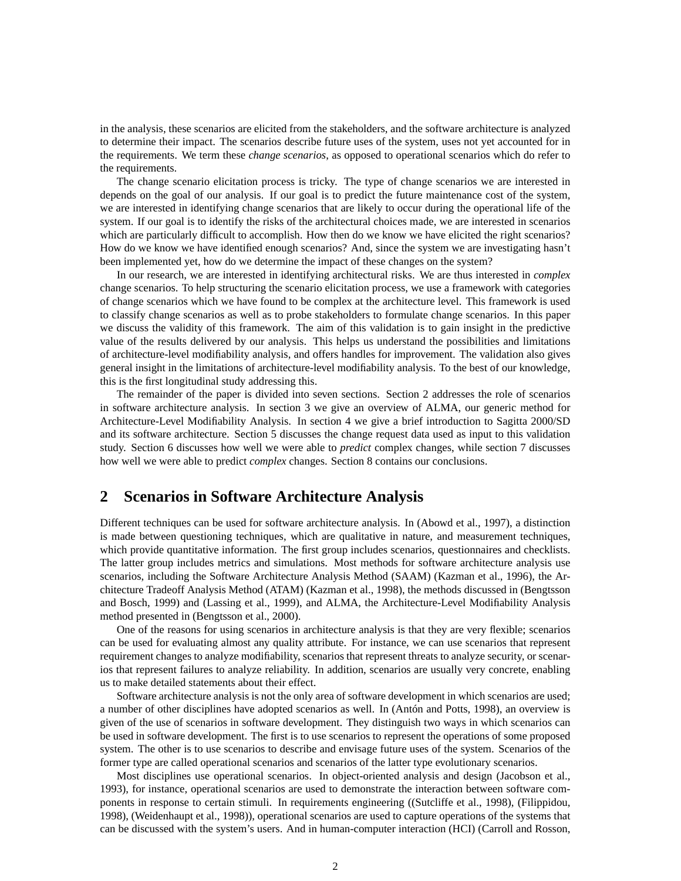in the analysis, these scenarios are elicited from the stakeholders, and the software architecture is analyzed to determine their impact. The scenarios describe future uses of the system, uses not yet accounted for in the requirements. We term these *change scenarios*, as opposed to operational scenarios which do refer to the requirements.

The change scenario elicitation process is tricky. The type of change scenarios we are interested in depends on the goal of our analysis. If our goal is to predict the future maintenance cost of the system, we are interested in identifying change scenarios that are likely to occur during the operational life of the system. If our goal is to identify the risks of the architectural choices made, we are interested in scenarios which are particularly difficult to accomplish. How then do we know we have elicited the right scenarios? How do we know we have identified enough scenarios? And, since the system we are investigating hasn't been implemented yet, how do we determine the impact of these changes on the system?

In our research, we are interested in identifying architectural risks. We are thus interested in *complex* change scenarios. To help structuring the scenario elicitation process, we use a framework with categories of change scenarios which we have found to be complex at the architecture level. This framework is used to classify change scenarios as well as to probe stakeholders to formulate change scenarios. In this paper we discuss the validity of this framework. The aim of this validation is to gain insight in the predictive value of the results delivered by our analysis. This helps us understand the possibilities and limitations of architecture-level modifiability analysis, and offers handles for improvement. The validation also gives general insight in the limitations of architecture-level modifiability analysis. To the best of our knowledge, this is the first longitudinal study addressing this.

The remainder of the paper is divided into seven sections. Section 2 addresses the role of scenarios in software architecture analysis. In section 3 we give an overview of ALMA, our generic method for Architecture-Level Modifiability Analysis. In section 4 we give a brief introduction to Sagitta 2000/SD and its software architecture. Section 5 discusses the change request data used as input to this validation study. Section 6 discusses how well we were able to *predict* complex changes, while section 7 discusses how well we were able to predict *complex* changes. Section 8 contains our conclusions.

## 2 Scenarios in Software Architecture Analysis

Different techniques can be used for software architecture analysis. In (Abowd et al., 1997), a distinction is made between questioning techniques, which are qualitative in nature, and measurement techniques, which provide quantitative information. The first group includes scenarios, questionnaires and checklists. The latter group includes metrics and simulations. Most methods for software architecture analysis use scenarios, including the Software Architecture Analysis Method (SAAM) (Kazman et al., 1996), the Architecture Tradeoff Analysis Method (ATAM) (Kazman et al., 1998), the methods discussed in (Bengtsson and Bosch, 1999) and (Lassing et al., 1999), and ALMA, the Architecture-Level Modifiability Analysis method presented in (Bengtsson et al., 2000).

One of the reasons for using scenarios in architecture analysis is that they are very flexible; scenarios can be used for evaluating almost any quality attribute. For instance, we can use scenarios that represent requirement changes to analyze modifiability, scenarios that represent threats to analyze security, or scenarios that represent failures to analyze reliability. In addition, scenarios are usually very concrete, enabling us to make detailed statements about their effect.

Software architecture analysis is not the only area of software development in which scenarios are used; a number of other disciplines have adopted scenarios as well. In (Antón and Potts, 1998), an overview is given of the use of scenarios in software development. They distinguish two ways in which scenarios can be used in software development. The first is to use scenarios to represent the operations of some proposed system. The other is to use scenarios to describe and envisage future uses of the system. Scenarios of the former type are called operational scenarios and scenarios of the latter type evolutionary scenarios.

Most disciplines use operational scenarios. In object-oriented analysis and design (Jacobson et al., 1993), for instance, operational scenarios are used to demonstrate the interaction between software components in response to certain stimuli. In requirements engineering ((Sutcliffe et al., 1998), (Filippidou, 1998), (Weidenhaupt et al., 1998)), operational scenarios are used to capture operations of the systems that can be discussed with the system's users. And in human-computer interaction (HCI) (Carroll and Rosson,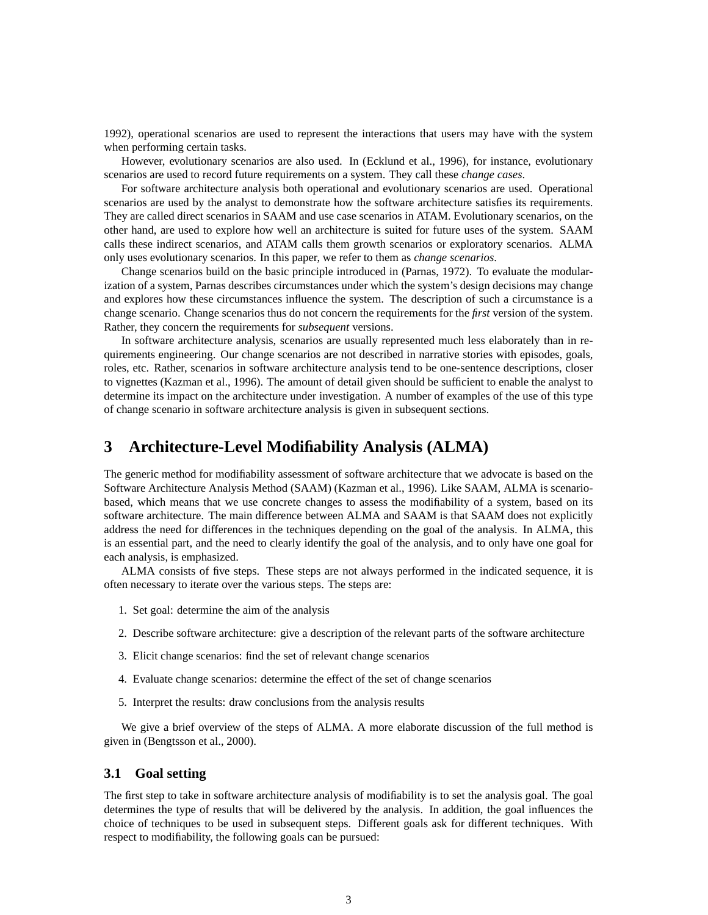1992), operational scenarios are used to represent the interactions that users may have with the system when performing certain tasks.

However, evolutionary scenarios are also used. In (Ecklund et al., 1996), for instance, evolutionary scenarios are used to record future requirements on a system. They call these *change cases*.

For software architecture analysis both operational and evolutionary scenarios are used. Operational scenarios are used by the analyst to demonstrate how the software architecture satisfies its requirements. They are called direct scenarios in SAAM and use case scenarios in ATAM. Evolutionary scenarios, on the other hand, are used to explore how well an architecture is suited for future uses of the system. SAAM calls these indirect scenarios, and ATAM calls them growth scenarios or exploratory scenarios. ALMA only uses evolutionary scenarios. In this paper, we refer to them as *change scenarios*.

Change scenarios build on the basic principle introduced in (Parnas, 1972). To evaluate the modularization of a system, Parnas describes circumstances under which the system's design decisions may change and explores how these circumstances influence the system. The description of such a circumstance is a change scenario. Change scenarios thus do not concern the requirements for the *first* version of the system. Rather, they concern the requirements for *subsequent* versions.

In software architecture analysis, scenarios are usually represented much less elaborately than in requirements engineering. Our change scenarios are not described in narrative stories with episodes, goals, roles, etc. Rather, scenarios in software architecture analysis tend to be one-sentence descriptions, closer to vignettes (Kazman et al., 1996). The amount of detail given should be sufficient to enable the analyst to determine its impact on the architecture under investigation. A number of examples of the use of this type of change scenario in software architecture analysis is given in subsequent sections.

# 3 Architecture-Level Modifiability Analysis (ALMA)

The generic method for modifiability assessment of software architecture that we advocate is based on the Software Architecture Analysis Method (SAAM) (Kazman et al., 1996). Like SAAM, ALMA is scenario-based, which means that we use concrete changes to assess the modifiability of a system, based on its software architecture. The main difference between ALMA and SAAM is that SAAM does not explicitly address the need for differences in the techniques depending on the goal of the analysis. In ALMA, this is an essential part, and the need to clearly identify the goal of the analysis, and to only have one goal for each analysis, is emphasized.

ALMA consists of five steps. These steps are not always performed in the indicated sequence, it is often necessary to iterate over the various steps. The steps are:

1. Set goal: determine the aim of the analysis
2. Describe software architecture: give a description of the relevant parts of the software architecture
3. Elicit change scenarios: find the set of relevant change scenarios
4. Evaluate change scenarios: determine the effect of the set of change scenarios
5. Interpret the results: draw conclusions from the analysis results

We give a brief overview of the steps of ALMA. A more elaborate discussion of the full method is given in (Bengtsson et al., 2000).

## 3.1 Goal setting

The first step to take in software architecture analysis of modifiability is to set the analysis goal. The goal determines the type of results that will be delivered by the analysis. In addition, the goal influences the choice of techniques to be used in subsequent steps. Different goals ask for different techniques. With respect to modifiability, the following goals can be pursued: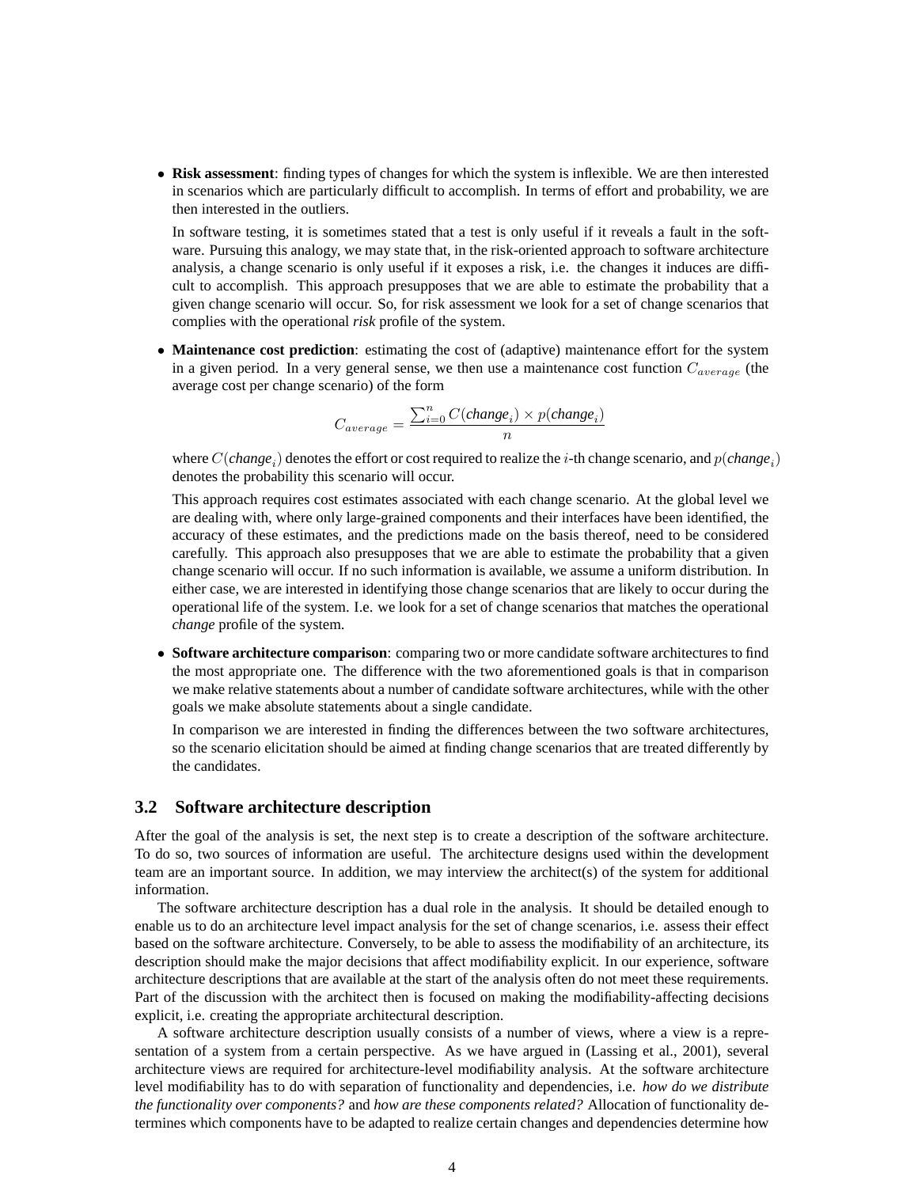- **Risk assessment**: finding types of changes for which the system is inflexible. We are then interested in scenarios which are particularly difficult to accomplish. In terms of effort and probability, we are then interested in the outliers.

  In software testing, it is sometimes stated that a test is only useful if it reveals a fault in the software. Pursuing this analogy, we may state that, in the risk-oriented approach to software architecture analysis, a change scenario is only useful if it exposes a risk, i.e. the changes it induces are difficult to accomplish. This approach presupposes that we are able to estimate the probability that a given change scenario will occur. So, for risk assessment we look for a set of change scenarios that complies with the operational *risk* profile of the system.

- **Maintenance cost prediction**: estimating the cost of (adaptive) maintenance effort for the system in a given period. In a very general sense, we then use a maintenance cost function $C_{average}$ (the average cost per change scenario) of the form

  $$C_{average} = \frac{\sum_{i=0}^{n} C(\textit{change}_i) \times p(\textit{change}_i)}{n}$$

  where $C(\textit{change}_i)$ denotes the effort or cost required to realize the $i$-th change scenario, and $p(\textit{change}_i)$ denotes the probability this scenario will occur.

  This approach requires cost estimates associated with each change scenario. At the global level we are dealing with, where only large-grained components and their interfaces have been identified, the accuracy of these estimates, and the predictions made on the basis thereof, need to be considered carefully. This approach also presupposes that we are able to estimate the probability that a given change scenario will occur. If no such information is available, we assume a uniform distribution. In either case, we are interested in identifying those change scenarios that are likely to occur during the operational life of the system. I.e. we look for a set of change scenarios that matches the operational *change* profile of the system.

- **Software architecture comparison**: comparing two or more candidate software architectures to find the most appropriate one. The difference with the two aforementioned goals is that in comparison we make relative statements about a number of candidate software architectures, while with the other goals we make absolute statements about a single candidate.

  In comparison we are interested in finding the differences between the two software architectures, so the scenario elicitation should be aimed at finding change scenarios that are treated differently by the candidates.

### 3.2 Software architecture description

After the goal of the analysis is set, the next step is to create a description of the software architecture. To do so, two sources of information are useful. The architecture designs used within the development team are an important source. In addition, we may interview the architect(s) of the system for additional information.

The software architecture description has a dual role in the analysis. It should be detailed enough to enable us to do an architecture level impact analysis for the set of change scenarios, i.e. assess their effect based on the software architecture. Conversely, to be able to assess the modifiability of an architecture, its description should make the major decisions that affect modifiability explicit. In our experience, software architecture descriptions that are available at the start of the analysis often do not meet these requirements. Part of the discussion with the architect then is focused on making the modifiability-affecting decisions explicit, i.e. creating the appropriate architectural description.

A software architecture description usually consists of a number of views, where a view is a representation of a system from a certain perspective. As we have argued in (Lassing et al., 2001), several architecture views are required for architecture-level modifiability analysis. At the software architecture level modifiability has to do with separation of functionality and dependencies, i.e. *how do we distribute the functionality over components?* and *how are these components related?* Allocation of functionality determines which components have to be adapted to realize certain changes and dependencies determine how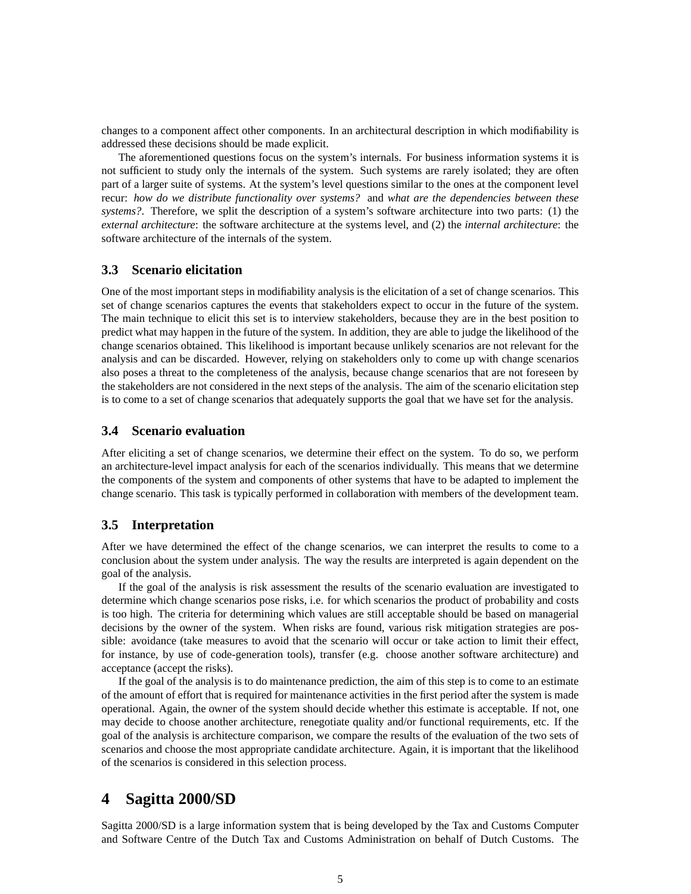changes to a component affect other components. In an architectural description in which modifiability is addressed these decisions should be made explicit.

The aforementioned questions focus on the system's internals. For business information systems it is not sufficient to study only the internals of the system. Such systems are rarely isolated; they are often part of a larger suite of systems. At the system's level questions similar to the ones at the component level recur: *how do we distribute functionality over systems?* and *what are the dependencies between these systems?*. Therefore, we split the description of a system's software architecture into two parts: (1) the *external architecture*: the software architecture at the systems level, and (2) the *internal architecture*: the software architecture of the internals of the system.

### 3.3 Scenario elicitation

One of the most important steps in modifiability analysis is the elicitation of a set of change scenarios. This set of change scenarios captures the events that stakeholders expect to occur in the future of the system. The main technique to elicit this set is to interview stakeholders, because they are in the best position to predict what may happen in the future of the system. In addition, they are able to judge the likelihood of the change scenarios obtained. This likelihood is important because unlikely scenarios are not relevant for the analysis and can be discarded. However, relying on stakeholders only to come up with change scenarios also poses a threat to the completeness of the analysis, because change scenarios that are not foreseen by the stakeholders are not considered in the next steps of the analysis. The aim of the scenario elicitation step is to come to a set of change scenarios that adequately supports the goal that we have set for the analysis.

### 3.4 Scenario evaluation

After eliciting a set of change scenarios, we determine their effect on the system. To do so, we perform an architecture-level impact analysis for each of the scenarios individually. This means that we determine the components of the system and components of other systems that have to be adapted to implement the change scenario. This task is typically performed in collaboration with members of the development team.

### 3.5 Interpretation

After we have determined the effect of the change scenarios, we can interpret the results to come to a conclusion about the system under analysis. The way the results are interpreted is again dependent on the goal of the analysis.

If the goal of the analysis is risk assessment the results of the scenario evaluation are investigated to determine which change scenarios pose risks, i.e. for which scenarios the product of probability and costs is too high. The criteria for determining which values are still acceptable should be based on managerial decisions by the owner of the system. When risks are found, various risk mitigation strategies are possible: avoidance (take measures to avoid that the scenario will occur or take action to limit their effect, for instance, by use of code-generation tools), transfer (e.g. choose another software architecture) and acceptance (accept the risks).

If the goal of the analysis is to do maintenance prediction, the aim of this step is to come to an estimate of the amount of effort that is required for maintenance activities in the first period after the system is made operational. Again, the owner of the system should decide whether this estimate is acceptable. If not, one may decide to choose another architecture, renegotiate quality and/or functional requirements, etc. If the goal of the analysis is architecture comparison, we compare the results of the evaluation of the two sets of scenarios and choose the most appropriate candidate architecture. Again, it is important that the likelihood of the scenarios is considered in this selection process.

## 4 Sagitta 2000/SD

Sagitta 2000/SD is a large information system that is being developed by the Tax and Customs Computer and Software Centre of the Dutch Tax and Customs Administration on behalf of Dutch Customs. The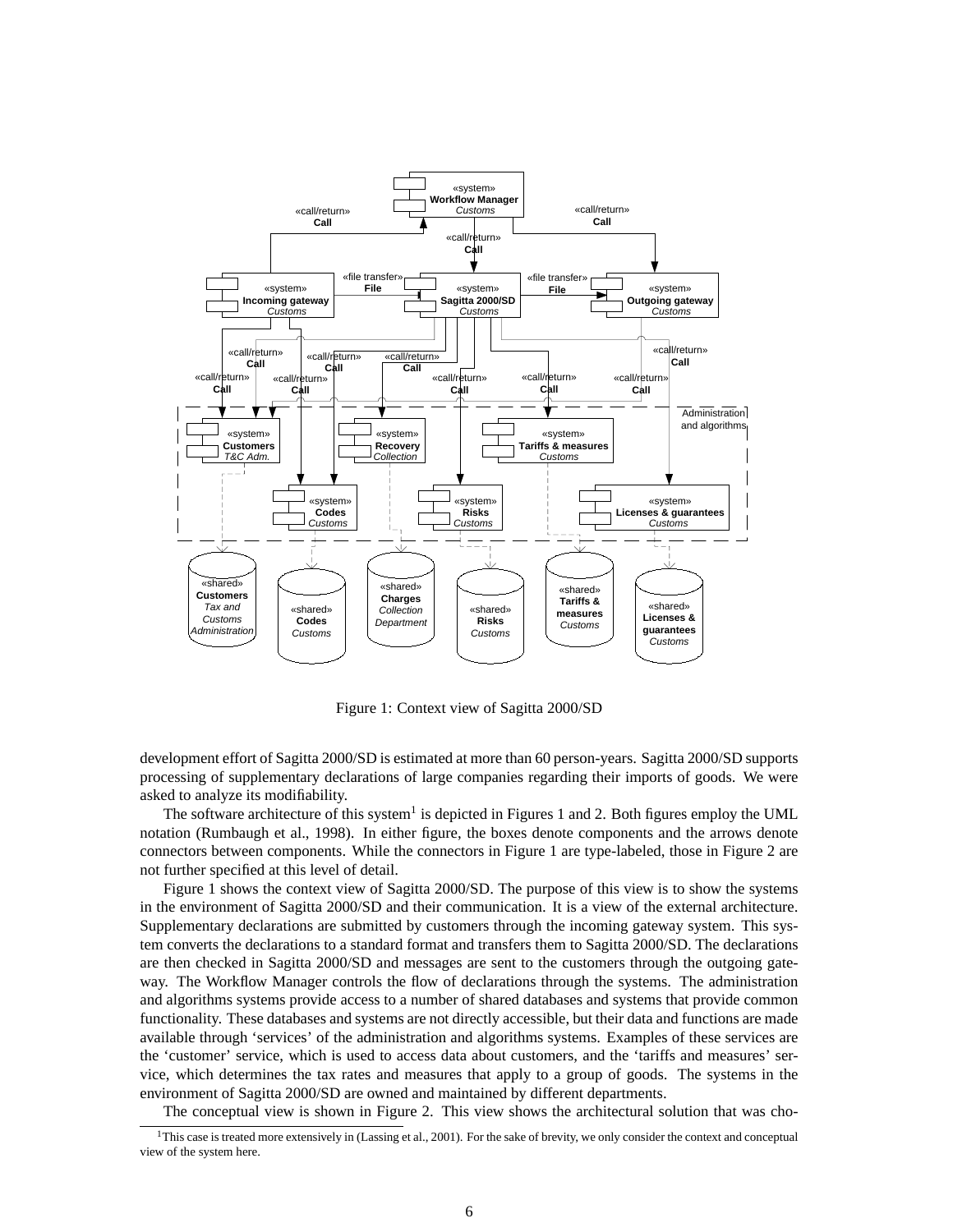Figure 1: Context view of Sagitta 2000/SD

development effort of Sagitta 2000/SD is estimated at more than 60 person-years. Sagitta 2000/SD supports processing of supplementary declarations of large companies regarding their imports of goods. We were asked to analyze its modifiability.

The software architecture of this system[1] is depicted in Figures 1 and 2. Both figures employ the UML notation (Rumbaugh et al., 1998). In either figure, the boxes denote components and the arrows denote connectors between components. While the connectors in Figure 1 are type-labeled, those in Figure 2 are not further specified at this level of detail.

Figure 1 shows the context view of Sagitta 2000/SD. The purpose of this view is to show the systems in the environment of Sagitta 2000/SD and their communication. It is a view of the external architecture. Supplementary declarations are submitted by customers through the incoming gateway system. This system converts the declarations to a standard format and transfers them to Sagitta 2000/SD. The declarations are then checked in Sagitta 2000/SD and messages are sent to the customers through the outgoing gateway. The Workflow Manager controls the flow of declarations through the systems. The administration and algorithms systems provide access to a number of shared databases and systems that provide common functionality. These databases and systems are not directly accessible, but their data and functions are made available through 'services' of the administration and algorithms systems. Examples of these services are the 'customer' service, which is used to access data about customers, and the 'tariffs and measures' service, which determines the tax rates and measures that apply to a group of goods. The systems in the environment of Sagitta 2000/SD are owned and maintained by different departments.

The conceptual view is shown in Figure 2. This view shows the architectural solution that was cho-

[1] This case is treated more extensively in (Lassing et al., 2001). For the sake of brevity, we only consider the context and conceptual view of the system here.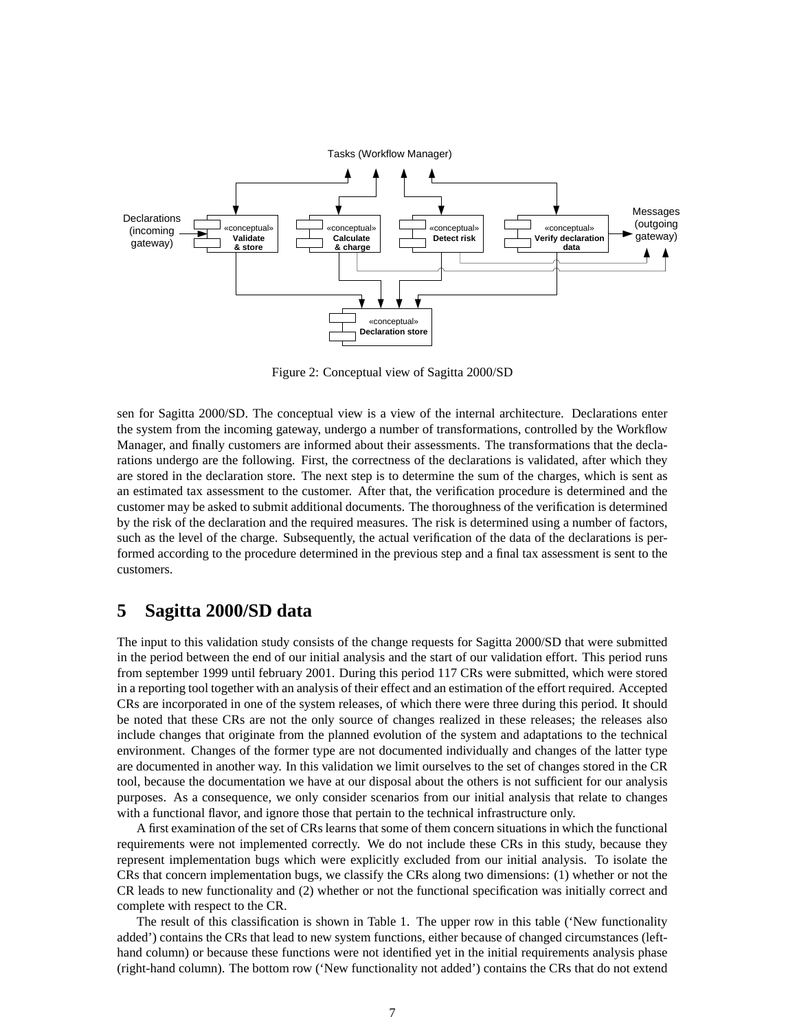Tasks (Workflow Manager)

Declarations (incoming gateway)

«conceptual» Validate & store

«conceptual» Calculate & charge

«conceptual» Detect risk

«conceptual» Verify declaration data

Messages (outgoing gateway)

«conceptual» Declaration store

Figure 2: Conceptual view of Sagitta 2000/SD

sen for Sagitta 2000/SD. The conceptual view is a view of the internal architecture. Declarations enter the system from the incoming gateway, undergo a number of transformations, controlled by the Workflow Manager, and finally customers are informed about their assessments. The transformations that the declarations undergo are the following. First, the correctness of the declarations is validated, after which they are stored in the declaration store. The next step is to determine the sum of the charges, which is sent as an estimated tax assessment to the customer. After that, the verification procedure is determined and the customer may be asked to submit additional documents. The thoroughness of the verification is determined by the risk of the declaration and the required measures. The risk is determined using a number of factors, such as the level of the charge. Subsequently, the actual verification of the data of the declarations is performed according to the procedure determined in the previous step and a final tax assessment is sent to the customers.

## 5 Sagitta 2000/SD data

The input to this validation study consists of the change requests for Sagitta 2000/SD that were submitted in the period between the end of our initial analysis and the start of our validation effort. This period runs from september 1999 until february 2001. During this period 117 CRs were submitted, which were stored in a reporting tool together with an analysis of their effect and an estimation of the effort required. Accepted CRs are incorporated in one of the system releases, of which there were three during this period. It should be noted that these CRs are not the only source of changes realized in these releases; the releases also include changes that originate from the planned evolution of the system and adaptations to the technical environment. Changes of the former type are not documented individually and changes of the latter type are documented in another way. In this validation we limit ourselves to the set of changes stored in the CR tool, because the documentation we have at our disposal about the others is not sufficient for our analysis purposes. As a consequence, we only consider scenarios from our initial analysis that relate to changes with a functional flavor, and ignore those that pertain to the technical infrastructure only.

A first examination of the set of CRs learns that some of them concern situations in which the functional requirements were not implemented correctly. We do not include these CRs in this study, because they represent implementation bugs which were explicitly excluded from our initial analysis. To isolate the CRs that concern implementation bugs, we classify the CRs along two dimensions: (1) whether or not the CR leads to new functionality and (2) whether or not the functional specification was initially correct and complete with respect to the CR.

The result of this classification is shown in Table 1. The upper row in this table ('New functionality added') contains the CRs that lead to new system functions, either because of changed circumstances (left-hand column) or because these functions were not identified yet in the initial requirements analysis phase (right-hand column). The bottom row ('New functionality not added') contains the CRs that do not extend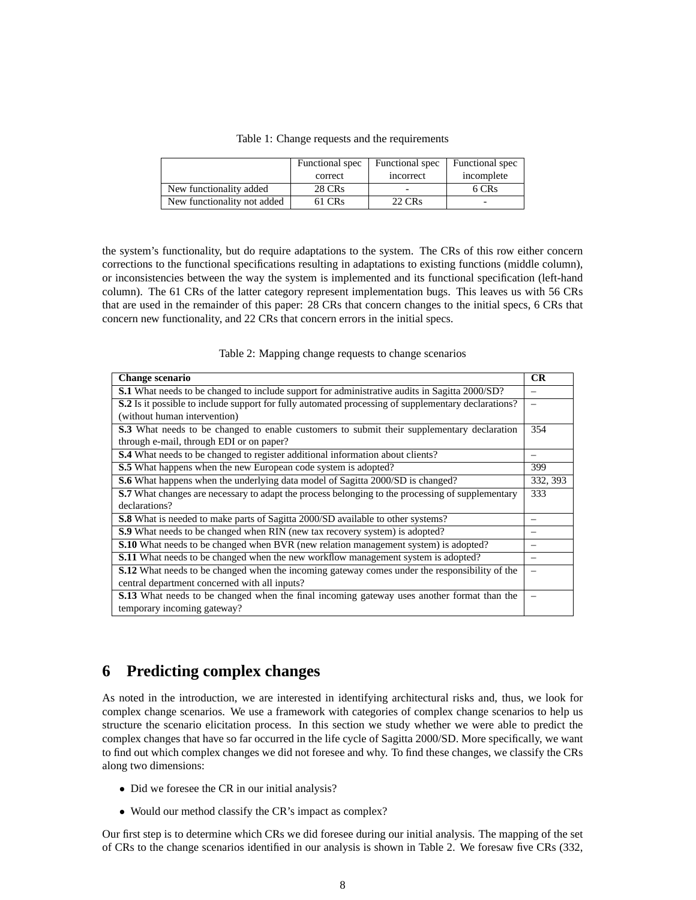Table 1: Change requests and the requirements

| | Functional spec correct | Functional spec incorrect | Functional spec incomplete |
|---|---|---|---|
| New functionality added | 28 CRs | - | 6 CRs |
| New functionality not added | 61 CRs | 22 CRs | - |

the system's functionality, but do require adaptations to the system. The CRs of this row either concern corrections to the functional specifications resulting in adaptations to existing functions (middle column), or inconsistencies between the way the system is implemented and its functional specification (left-hand column). The 61 CRs of the latter category represent implementation bugs. This leaves us with 56 CRs that are used in the remainder of this paper: 28 CRs that concern changes to the initial specs, 6 CRs that concern new functionality, and 22 CRs that concern errors in the initial specs.

Table 2: Mapping change requests to change scenarios

| **Change scenario** | **CR** |
|---|---|
| **S.1** What needs to be changed to include support for administrative audits in Sagitta 2000/SD? | – |
| **S.2** Is it possible to include support for fully automated processing of supplementary declarations? (without human intervention) | – |
| **S.3** What needs to be changed to enable customers to submit their supplementary declaration through e-mail, through EDI or on paper? | 354 |
| **S.4** What needs to be changed to register additional information about clients? | – |
| **S.5** What happens when the new European code system is adopted? | 399 |
| **S.6** What happens when the underlying data model of Sagitta 2000/SD is changed? | 332, 393 |
| **S.7** What changes are necessary to adapt the process belonging to the processing of supplementary declarations? | 333 |
| **S.8** What is needed to make parts of Sagitta 2000/SD available to other systems? | – |
| **S.9** What needs to be changed when RIN (new tax recovery system) is adopted? | – |
| **S.10** What needs to be changed when BVR (new relation management system) is adopted? | – |
| **S.11** What needs to be changed when the new workflow management system is adopted? | – |
| **S.12** What needs to be changed when the incoming gateway comes under the responsibility of the central department concerned with all inputs? | – |
| **S.13** What needs to be changed when the final incoming gateway uses another format than the temporary incoming gateway? | – |

# 6 Predicting complex changes

As noted in the introduction, we are interested in identifying architectural risks and, thus, we look for complex change scenarios. We use a framework with categories of complex change scenarios to help us structure the scenario elicitation process. In this section we study whether we were able to predict the complex changes that have so far occurred in the life cycle of Sagitta 2000/SD. More specifically, we want to find out which complex changes we did not foresee and why. To find these changes, we classify the CRs along two dimensions:

- Did we foresee the CR in our initial analysis?
- Would our method classify the CR's impact as complex?

Our first step is to determine which CRs we did foresee during our initial analysis. The mapping of the set of CRs to the change scenarios identified in our analysis is shown in Table 2. We foresaw five CRs (332,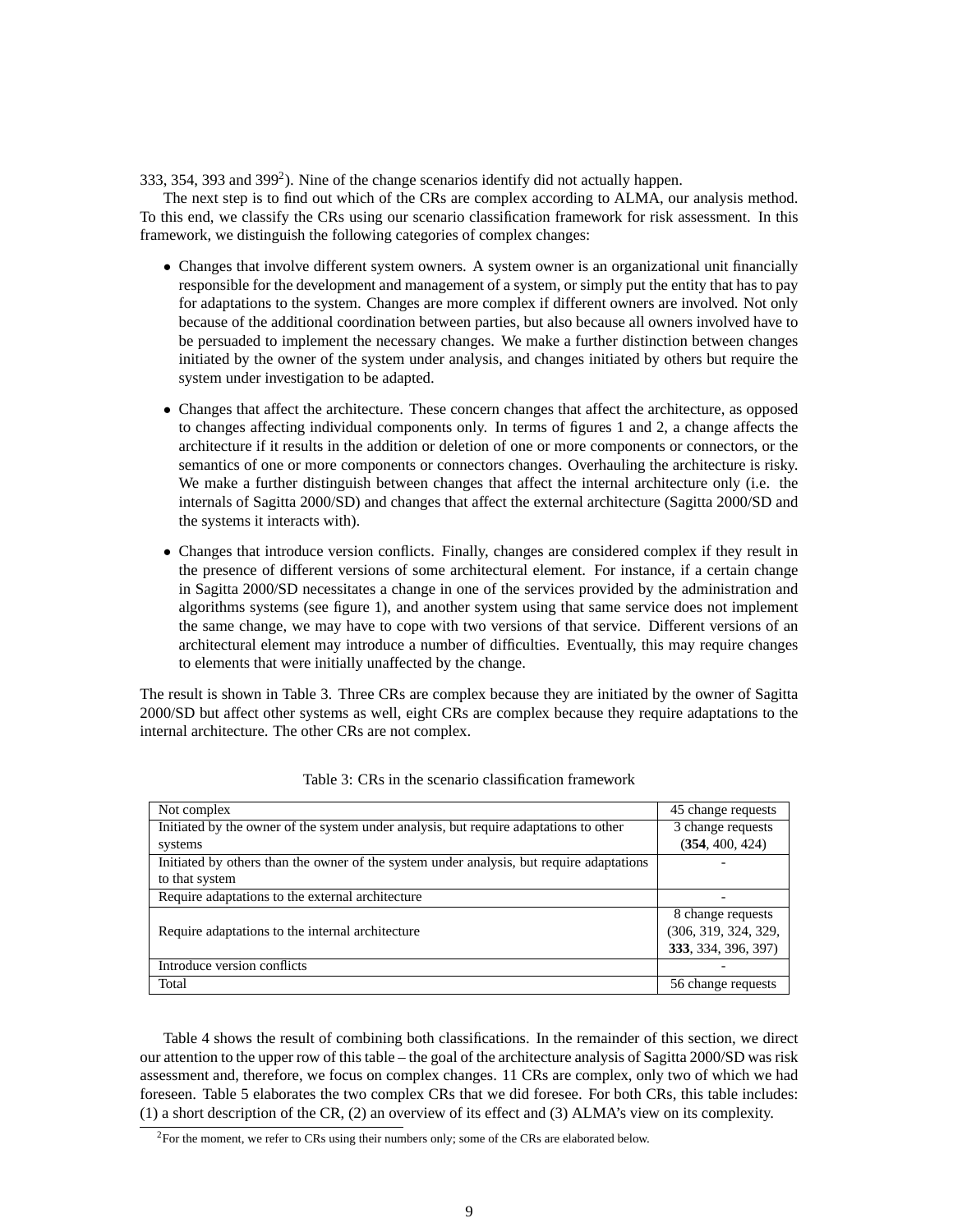333, 354, 393 and 399[2]). Nine of the change scenarios identify did not actually happen.

The next step is to find out which of the CRs are complex according to ALMA, our analysis method. To this end, we classify the CRs using our scenario classification framework for risk assessment. In this framework, we distinguish the following categories of complex changes:

- Changes that involve different system owners. A system owner is an organizational unit financially responsible for the development and management of a system, or simply put the entity that has to pay for adaptations to the system. Changes are more complex if different owners are involved. Not only because of the additional coordination between parties, but also because all owners involved have to be persuaded to implement the necessary changes. We make a further distinction between changes initiated by the owner of the system under analysis, and changes initiated by others but require the system under investigation to be adapted.
- Changes that affect the architecture. These concern changes that affect the architecture, as opposed to changes affecting individual components only. In terms of figures 1 and 2, a change affects the architecture if it results in the addition or deletion of one or more components or connectors, or the semantics of one or more components or connectors changes. Overhauling the architecture is risky. We make a further distinguish between changes that affect the internal architecture only (i.e. the internals of Sagitta 2000/SD) and changes that affect the external architecture (Sagitta 2000/SD and the systems it interacts with).
- Changes that introduce version conflicts. Finally, changes are considered complex if they result in the presence of different versions of some architectural element. For instance, if a certain change in Sagitta 2000/SD necessitates a change in one of the services provided by the administration and algorithms systems (see figure 1), and another system using that same service does not implement the same change, we may have to cope with two versions of that service. Different versions of an architectural element may introduce a number of difficulties. Eventually, this may require changes to elements that were initially unaffected by the change.

The result is shown in Table 3. Three CRs are complex because they are initiated by the owner of Sagitta 2000/SD but affect other systems as well, eight CRs are complex because they require adaptations to the internal architecture. The other CRs are not complex.

Table 3: CRs in the scenario classification framework

| | |
|---|---|
| Not complex | 45 change requests |
| Initiated by the owner of the system under analysis, but require adaptations to other systems | 3 change requests (**354**, 400, 424) |
| Initiated by others than the owner of the system under analysis, but require adaptations to that system | - |
| Require adaptations to the external architecture | - |
| Require adaptations to the internal architecture | 8 change requests (306, 319, 324, 329, **333**, 334, 396, 397) |
| Introduce version conflicts | - |
| Total | 56 change requests |

Table 4 shows the result of combining both classifications. In the remainder of this section, we direct our attention to the upper row of this table – the goal of the architecture analysis of Sagitta 2000/SD was risk assessment and, therefore, we focus on complex changes. 11 CRs are complex, only two of which we had foreseen. Table 5 elaborates the two complex CRs that we did foresee. For both CRs, this table includes: (1) a short description of the CR, (2) an overview of its effect and (3) ALMA's view on its complexity.

[2] For the moment, we refer to CRs using their numbers only; some of the CRs are elaborated below.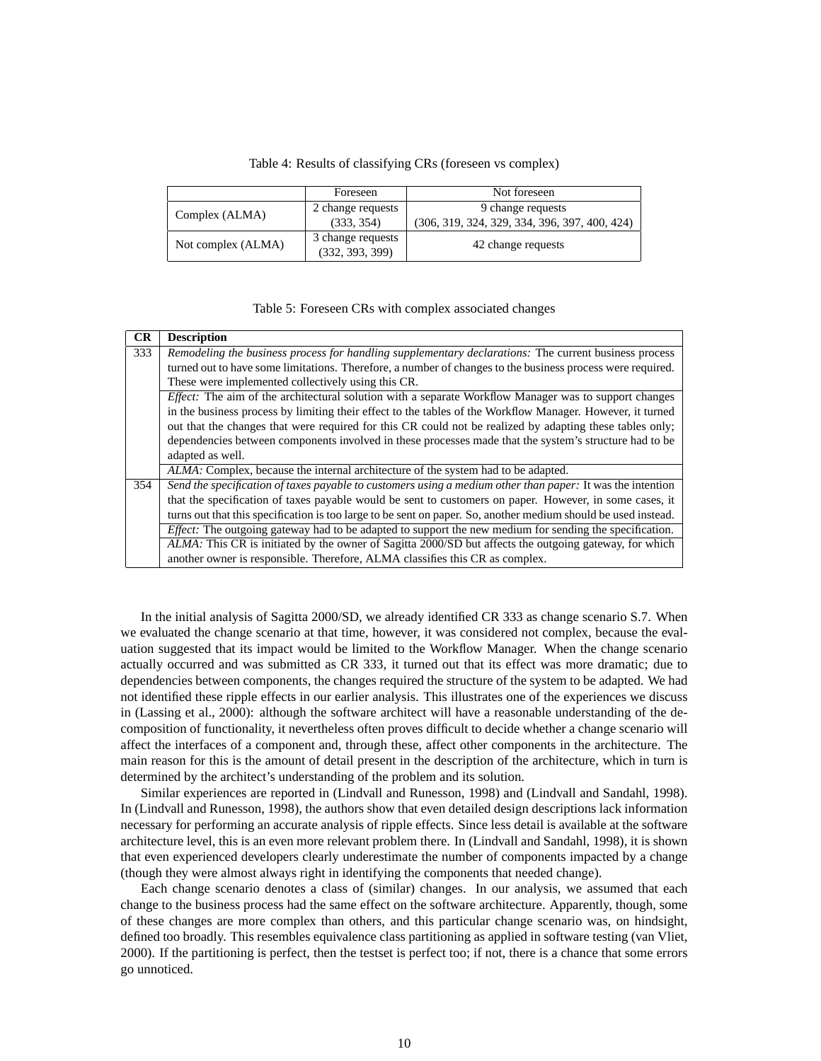Table 4: Results of classifying CRs (foreseen vs complex)

| | Foreseen | Not foreseen |
|---|---|---|
| Complex (ALMA) | 2 change requests (333, 354) | 9 change requests (306, 319, 324, 329, 334, 396, 397, 400, 424) |
| Not complex (ALMA) | 3 change requests (332, 393, 399) | 42 change requests |

Table 5: Foreseen CRs with complex associated changes

| CR | Description |
|---|---|
| 333 | *Remodeling the business process for handling supplementary declarations:* The current business process turned out to have some limitations. Therefore, a number of changes to the business process were required. These were implemented collectively using this CR. |
| | *Effect:* The aim of the architectural solution with a separate Workflow Manager was to support changes in the business process by limiting their effect to the tables of the Workflow Manager. However, it turned out that the changes that were required for this CR could not be realized by adapting these tables only; dependencies between components involved in these processes made that the system's structure had to be adapted as well. |
| | *ALMA:* Complex, because the internal architecture of the system had to be adapted. |
| 354 | *Send the specification of taxes payable to customers using a medium other than paper:* It was the intention that the specification of taxes payable would be sent to customers on paper. However, in some cases, it turns out that this specification is too large to be sent on paper. So, another medium should be used instead. |
| | *Effect:* The outgoing gateway had to be adapted to support the new medium for sending the specification. |
| | *ALMA:* This CR is initiated by the owner of Sagitta 2000/SD but affects the outgoing gateway, for which another owner is responsible. Therefore, ALMA classifies this CR as complex. |

In the initial analysis of Sagitta 2000/SD, we already identified CR 333 as change scenario S.7. When we evaluated the change scenario at that time, however, it was considered not complex, because the evaluation suggested that its impact would be limited to the Workflow Manager. When the change scenario actually occurred and was submitted as CR 333, it turned out that its effect was more dramatic; due to dependencies between components, the changes required the structure of the system to be adapted. We had not identified these ripple effects in our earlier analysis. This illustrates one of the experiences we discuss in (Lassing et al., 2000): although the software architect will have a reasonable understanding of the decomposition of functionality, it nevertheless often proves difficult to decide whether a change scenario will affect the interfaces of a component and, through these, affect other components in the architecture. The main reason for this is the amount of detail present in the description of the architecture, which in turn is determined by the architect's understanding of the problem and its solution.

Similar experiences are reported in (Lindvall and Runesson, 1998) and (Lindvall and Sandahl, 1998). In (Lindvall and Runesson, 1998), the authors show that even detailed design descriptions lack information necessary for performing an accurate analysis of ripple effects. Since less detail is available at the software architecture level, this is an even more relevant problem there. In (Lindvall and Sandahl, 1998), it is shown that even experienced developers clearly underestimate the number of components impacted by a change (though they were almost always right in identifying the components that needed change).

Each change scenario denotes a class of (similar) changes. In our analysis, we assumed that each change to the business process had the same effect on the software architecture. Apparently, though, some of these changes are more complex than others, and this particular change scenario was, on hindsight, defined too broadly. This resembles equivalence class partitioning as applied in software testing (van Vliet, 2000). If the partitioning is perfect, then the testset is perfect too; if not, there is a chance that some errors go unnoticed.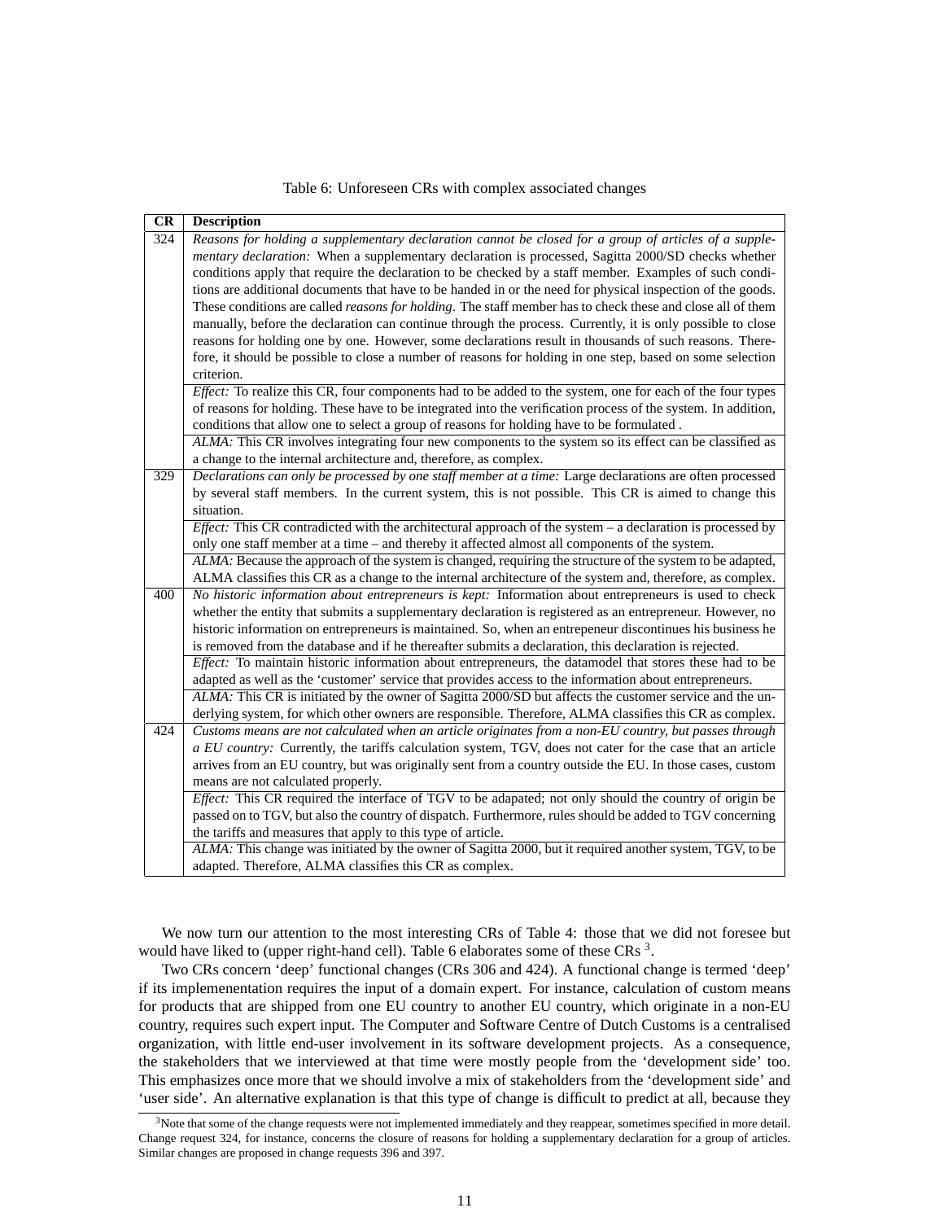Table 6: Unforeseen CRs with complex associated changes

| CR | Description |
|---|---|
| 324 | *Reasons for holding a supplementary declaration cannot be closed for a group of articles of a supplementary declaration:* When a supplementary declaration is processed, Sagitta 2000/SD checks whether conditions apply that require the declaration to be checked by a staff member. Examples of such conditions are additional documents that have to be handed in or the need for physical inspection of the goods. These conditions are called *reasons for holding*. The staff member has to check these and close all of them manually, before the declaration can continue through the process. Currently, it is only possible to close reasons for holding one by one. However, some declarations result in thousands of such reasons. Therefore, it should be possible to close a number of reasons for holding in one step, based on some selection criterion. |
| | *Effect:* To realize this CR, four components had to be added to the system, one for each of the four types of reasons for holding. These have to be integrated into the verification process of the system. In addition, conditions that allow one to select a group of reasons for holding have to be formulated . |
| | *ALMA:* This CR involves integrating four new components to the system so its effect can be classified as a change to the internal architecture and, therefore, as complex. |
| 329 | *Declarations can only be processed by one staff member at a time:* Large declarations are often processed by several staff members. In the current system, this is not possible. This CR is aimed to change this situation. |
| | *Effect:* This CR contradicted with the architectural approach of the system – a declaration is processed by only one staff member at a time – and thereby it affected almost all components of the system. |
| | *ALMA:* Because the approach of the system is changed, requiring the structure of the system to be adapted, ALMA classifies this CR as a change to the internal architecture of the system and, therefore, as complex. |
| 400 | *No historic information about entrepreneurs is kept:* Information about entrepreneurs is used to check whether the entity that submits a supplementary declaration is registered as an entrepreneur. However, no historic information on entrepreneurs is maintained. So, when an entrepeneur discontinues his business he is removed from the database and if he thereafter submits a declaration, this declaration is rejected. |
| | *Effect:* To maintain historic information about entrepreneurs, the datamodel that stores these had to be adapted as well as the 'customer' service that provides access to the information about entrepreneurs. |
| | *ALMA:* This CR is initiated by the owner of Sagitta 2000/SD but affects the customer service and the underlying system, for which other owners are responsible. Therefore, ALMA classifies this CR as complex. |
| 424 | *Customs means are not calculated when an article originates from a non-EU country, but passes through a EU country:* Currently, the tariffs calculation system, TGV, does not cater for the case that an article arrives from an EU country, but was originally sent from a country outside the EU. In those cases, custom means are not calculated properly. |
| | *Effect:* This CR required the interface of TGV to be adapated; not only should the country of origin be passed on to TGV, but also the country of dispatch. Furthermore, rules should be added to TGV concerning the tariffs and measures that apply to this type of article. |
| | *ALMA:* This change was initiated by the owner of Sagitta 2000, but it required another system, TGV, to be adapted. Therefore, ALMA classifies this CR as complex. |

We now turn our attention to the most interesting CRs of Table 4: those that we did not foresee but would have liked to (upper right-hand cell). Table 6 elaborates some of these CRs [3].

Two CRs concern 'deep' functional changes (CRs 306 and 424). A functional change is termed 'deep' if its implemenentation requires the input of a domain expert. For instance, calculation of custom means for products that are shipped from one EU country to another EU country, which originate in a non-EU country, requires such expert input. The Computer and Software Centre of Dutch Customs is a centralised organization, with little end-user involvement in its software development projects. As a consequence, the stakeholders that we interviewed at that time were mostly people from the 'development side' too. This emphasizes once more that we should involve a mix of stakeholders from the 'development side' and 'user side'. An alternative explanation is that this type of change is difficult to predict at all, because they

[3] Note that some of the change requests were not implemented immediately and they reappear, sometimes specified in more detail. Change request 324, for instance, concerns the closure of reasons for holding a supplementary declaration for a group of articles. Similar changes are proposed in change requests 396 and 397.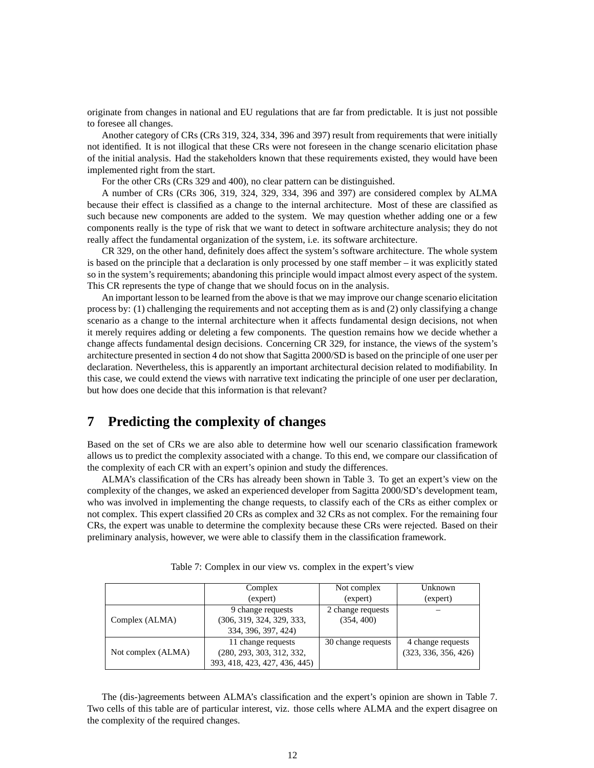originate from changes in national and EU regulations that are far from predictable. It is just not possible to foresee all changes.

Another category of CRs (CRs 319, 324, 334, 396 and 397) result from requirements that were initially not identified. It is not illogical that these CRs were not foreseen in the change scenario elicitation phase of the initial analysis. Had the stakeholders known that these requirements existed, they would have been implemented right from the start.

For the other CRs (CRs 329 and 400), no clear pattern can be distinguished.

A number of CRs (CRs 306, 319, 324, 329, 334, 396 and 397) are considered complex by ALMA because their effect is classified as a change to the internal architecture. Most of these are classified as such because new components are added to the system. We may question whether adding one or a few components really is the type of risk that we want to detect in software architecture analysis; they do not really affect the fundamental organization of the system, i.e. its software architecture.

CR 329, on the other hand, definitely does affect the system's software architecture. The whole system is based on the principle that a declaration is only processed by one staff member – it was explicitly stated so in the system's requirements; abandoning this principle would impact almost every aspect of the system. This CR represents the type of change that we should focus on in the analysis.

An important lesson to be learned from the above is that we may improve our change scenario elicitation process by: (1) challenging the requirements and not accepting them as is and (2) only classifying a change scenario as a change to the internal architecture when it affects fundamental design decisions, not when it merely requires adding or deleting a few components. The question remains how we decide whether a change affects fundamental design decisions. Concerning CR 329, for instance, the views of the system's architecture presented in section 4 do not show that Sagitta 2000/SD is based on the principle of one user per declaration. Nevertheless, this is apparently an important architectural decision related to modifiability. In this case, we could extend the views with narrative text indicating the principle of one user per declaration, but how does one decide that this information is that relevant?

# 7 Predicting the complexity of changes

Based on the set of CRs we are also able to determine how well our scenario classification framework allows us to predict the complexity associated with a change. To this end, we compare our classification of the complexity of each CR with an expert's opinion and study the differences.

ALMA's classification of the CRs has already been shown in Table 3. To get an expert's view on the complexity of the changes, we asked an experienced developer from Sagitta 2000/SD's development team, who was involved in implementing the change requests, to classify each of the CRs as either complex or not complex. This expert classified 20 CRs as complex and 32 CRs as not complex. For the remaining four CRs, the expert was unable to determine the complexity because these CRs were rejected. Based on their preliminary analysis, however, we were able to classify them in the classification framework.

Table 7: Complex in our view vs. complex in the expert's view

| | Complex (expert) | Not complex (expert) | Unknown (expert) |
|---|---|---|---|
| Complex (ALMA) | 9 change requests (306, 319, 324, 329, 333, 334, 396, 397, 424) | 2 change requests (354, 400) | – |
| Not complex (ALMA) | 11 change requests (280, 293, 303, 312, 332, 393, 418, 423, 427, 436, 445) | 30 change requests | 4 change requests (323, 336, 356, 426) |

The (dis-)agreements between ALMA's classification and the expert's opinion are shown in Table 7. Two cells of this table are of particular interest, viz. those cells where ALMA and the expert disagree on the complexity of the required changes.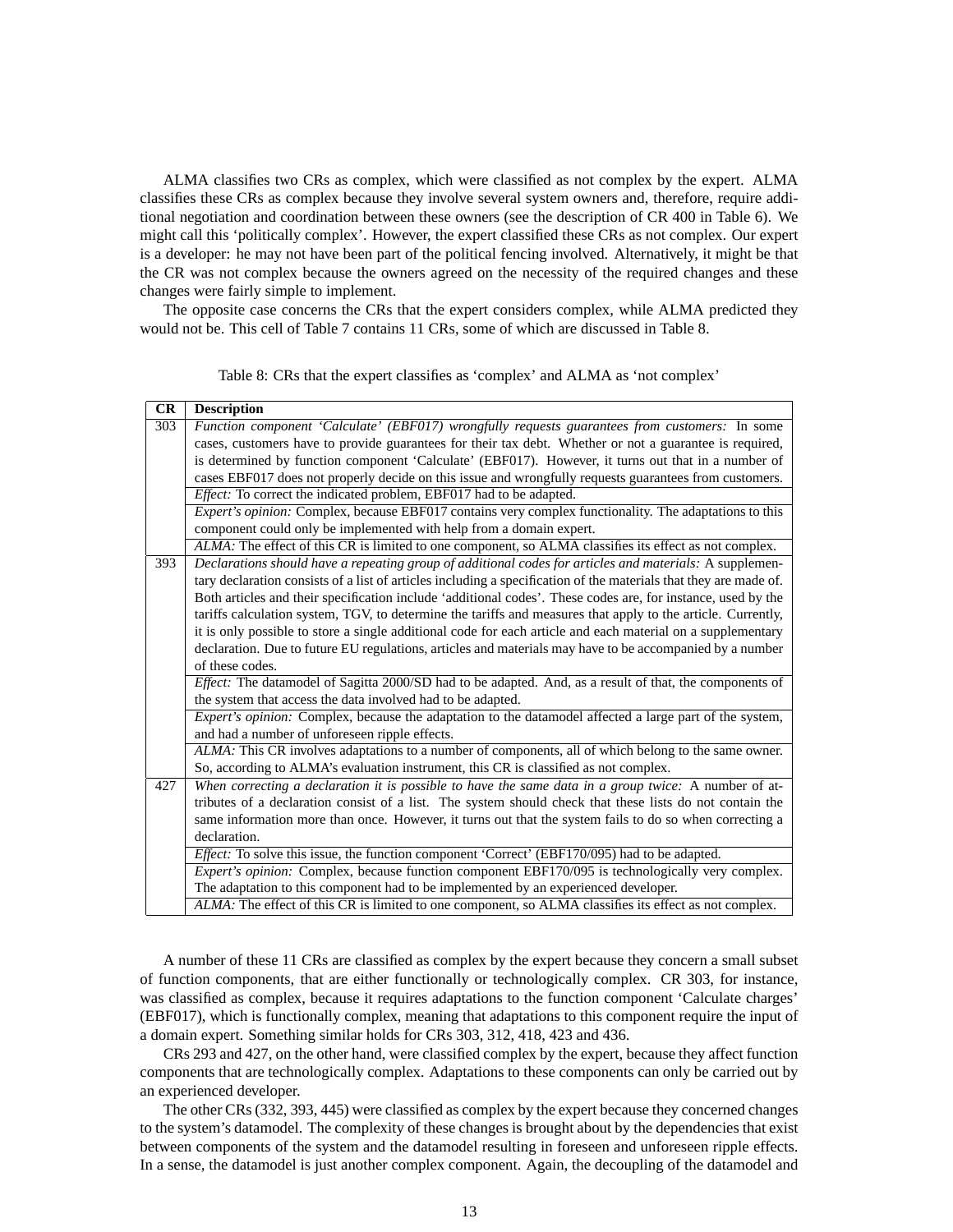ALMA classifies two CRs as complex, which were classified as not complex by the expert. ALMA classifies these CRs as complex because they involve several system owners and, therefore, require additional negotiation and coordination between these owners (see the description of CR 400 in Table 6). We might call this 'politically complex'. However, the expert classified these CRs as not complex. Our expert is a developer: he may not have been part of the political fencing involved. Alternatively, it might be that the CR was not complex because the owners agreed on the necessity of the required changes and these changes were fairly simple to implement.

The opposite case concerns the CRs that the expert considers complex, while ALMA predicted they would not be. This cell of Table 7 contains 11 CRs, some of which are discussed in Table 8.

Table 8: CRs that the expert classifies as 'complex' and ALMA as 'not complex'

| CR | Description |
|---|---|
| 303 | *Function component 'Calculate' (EBF017) wrongfully requests guarantees from customers:* In some cases, customers have to provide guarantees for their tax debt. Whether or not a guarantee is required, is determined by function component 'Calculate' (EBF017). However, it turns out that in a number of cases EBF017 does not properly decide on this issue and wrongfully requests guarantees from customers. |
| | *Effect:* To correct the indicated problem, EBF017 had to be adapted. |
| | *Expert's opinion:* Complex, because EBF017 contains very complex functionality. The adaptations to this component could only be implemented with help from a domain expert. |
| | *ALMA:* The effect of this CR is limited to one component, so ALMA classifies its effect as not complex. |
| 393 | *Declarations should have a repeating group of additional codes for articles and materials:* A supplementary declaration consists of a list of articles including a specification of the materials that they are made of. Both articles and their specification include 'additional codes'. These codes are, for instance, used by the tariffs calculation system, TGV, to determine the tariffs and measures that apply to the article. Currently, it is only possible to store a single additional code for each article and each material on a supplementary declaration. Due to future EU regulations, articles and materials may have to be accompanied by a number of these codes. |
| | *Effect:* The datamodel of Sagitta 2000/SD had to be adapted. And, as a result of that, the components of the system that access the data involved had to be adapted. |
| | *Expert's opinion:* Complex, because the adaptation to the datamodel affected a large part of the system, and had a number of unforeseen ripple effects. |
| | *ALMA:* This CR involves adaptations to a number of components, all of which belong to the same owner. So, according to ALMA's evaluation instrument, this CR is classified as not complex. |
| 427 | *When correcting a declaration it is possible to have the same data in a group twice:* A number of attributes of a declaration consist of a list. The system should check that these lists do not contain the same information more than once. However, it turns out that the system fails to do so when correcting a declaration. |
| | *Effect:* To solve this issue, the function component 'Correct' (EBF170/095) had to be adapted. |
| | *Expert's opinion:* Complex, because function component EBF170/095 is technologically very complex. The adaptation to this component had to be implemented by an experienced developer. |
| | *ALMA:* The effect of this CR is limited to one component, so ALMA classifies its effect as not complex. |

A number of these 11 CRs are classified as complex by the expert because they concern a small subset of function components, that are either functionally or technologically complex. CR 303, for instance, was classified as complex, because it requires adaptations to the function component 'Calculate charges' (EBF017), which is functionally complex, meaning that adaptations to this component require the input of a domain expert. Something similar holds for CRs 303, 312, 418, 423 and 436.

CRs 293 and 427, on the other hand, were classified complex by the expert, because they affect function components that are technologically complex. Adaptations to these components can only be carried out by an experienced developer.

The other CRs (332, 393, 445) were classified as complex by the expert because they concerned changes to the system's datamodel. The complexity of these changes is brought about by the dependencies that exist between components of the system and the datamodel resulting in foreseen and unforeseen ripple effects. In a sense, the datamodel is just another complex component. Again, the decoupling of the datamodel and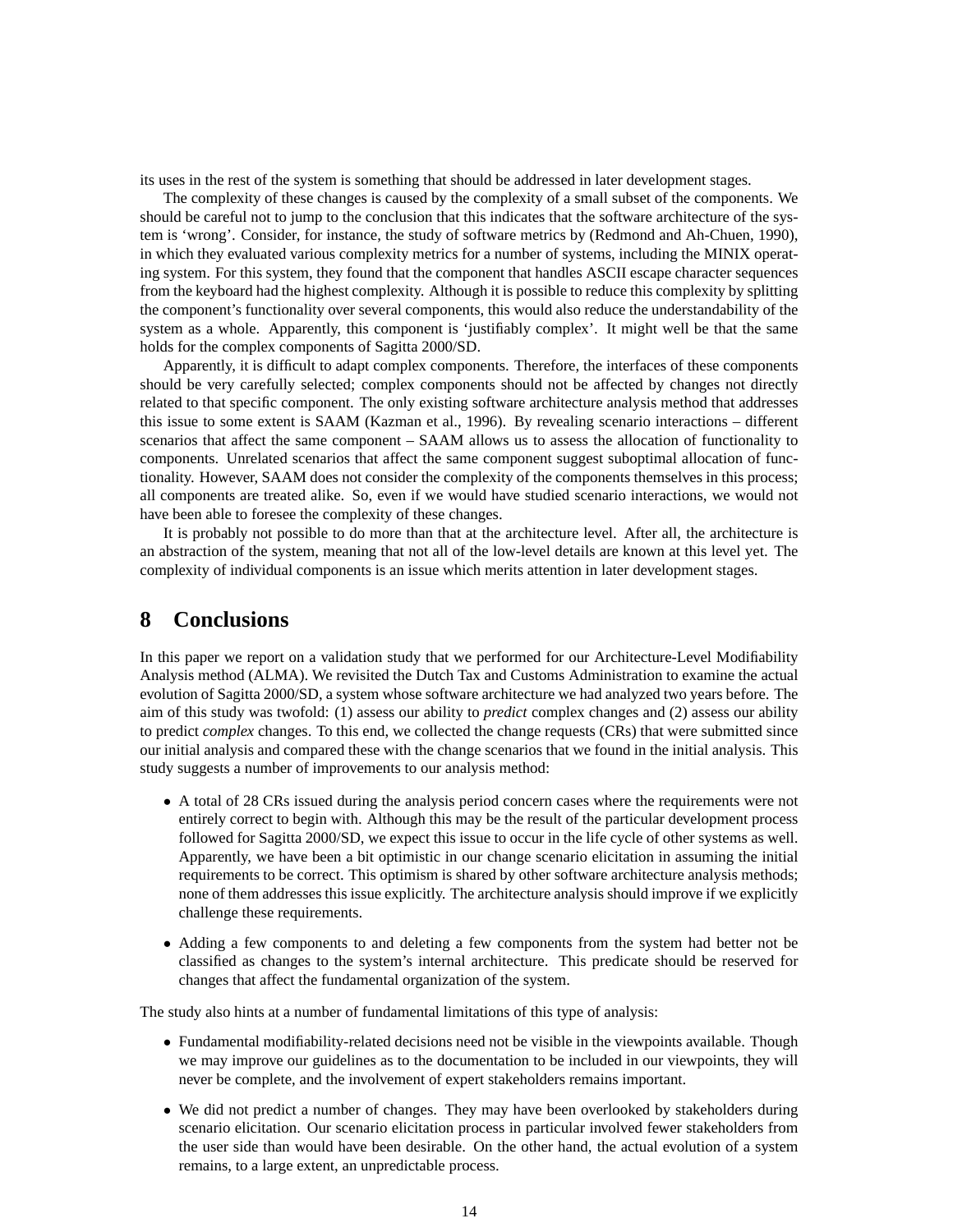its uses in the rest of the system is something that should be addressed in later development stages.

The complexity of these changes is caused by the complexity of a small subset of the components. We should be careful not to jump to the conclusion that this indicates that the software architecture of the system is 'wrong'. Consider, for instance, the study of software metrics by (Redmond and Ah-Chuen, 1990), in which they evaluated various complexity metrics for a number of systems, including the MINIX operating system. For this system, they found that the component that handles ASCII escape character sequences from the keyboard had the highest complexity. Although it is possible to reduce this complexity by splitting the component's functionality over several components, this would also reduce the understandability of the system as a whole. Apparently, this component is 'justifiably complex'. It might well be that the same holds for the complex components of Sagitta 2000/SD.

Apparently, it is difficult to adapt complex components. Therefore, the interfaces of these components should be very carefully selected; complex components should not be affected by changes not directly related to that specific component. The only existing software architecture analysis method that addresses this issue to some extent is SAAM (Kazman et al., 1996). By revealing scenario interactions – different scenarios that affect the same component – SAAM allows us to assess the allocation of functionality to components. Unrelated scenarios that affect the same component suggest suboptimal allocation of functionality. However, SAAM does not consider the complexity of the components themselves in this process; all components are treated alike. So, even if we would have studied scenario interactions, we would not have been able to foresee the complexity of these changes.

It is probably not possible to do more than that at the architecture level. After all, the architecture is an abstraction of the system, meaning that not all of the low-level details are known at this level yet. The complexity of individual components is an issue which merits attention in later development stages.

# 8 Conclusions

In this paper we report on a validation study that we performed for our Architecture-Level Modifiability Analysis method (ALMA). We revisited the Dutch Tax and Customs Administration to examine the actual evolution of Sagitta 2000/SD, a system whose software architecture we had analyzed two years before. The aim of this study was twofold: (1) assess our ability to *predict* complex changes and (2) assess our ability to predict *complex* changes. To this end, we collected the change requests (CRs) that were submitted since our initial analysis and compared these with the change scenarios that we found in the initial analysis. This study suggests a number of improvements to our analysis method:

- A total of 28 CRs issued during the analysis period concern cases where the requirements were not entirely correct to begin with. Although this may be the result of the particular development process followed for Sagitta 2000/SD, we expect this issue to occur in the life cycle of other systems as well. Apparently, we have been a bit optimistic in our change scenario elicitation in assuming the initial requirements to be correct. This optimism is shared by other software architecture analysis methods; none of them addresses this issue explicitly. The architecture analysis should improve if we explicitly challenge these requirements.

- Adding a few components to and deleting a few components from the system had better not be classified as changes to the system's internal architecture. This predicate should be reserved for changes that affect the fundamental organization of the system.

The study also hints at a number of fundamental limitations of this type of analysis:

- Fundamental modifiability-related decisions need not be visible in the viewpoints available. Though we may improve our guidelines as to the documentation to be included in our viewpoints, they will never be complete, and the involvement of expert stakeholders remains important.

- We did not predict a number of changes. They may have been overlooked by stakeholders during scenario elicitation. Our scenario elicitation process in particular involved fewer stakeholders from the user side than would have been desirable. On the other hand, the actual evolution of a system remains, to a large extent, an unpredictable process.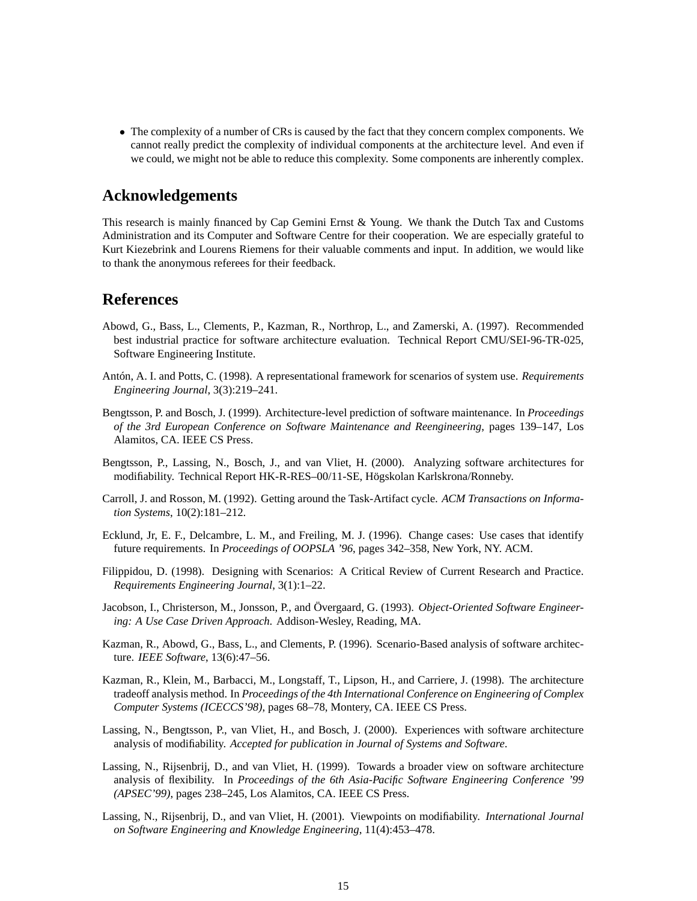- The complexity of a number of CRs is caused by the fact that they concern complex components. We cannot really predict the complexity of individual components at the architecture level. And even if we could, we might not be able to reduce this complexity. Some components are inherently complex.

## Acknowledgements

This research is mainly financed by Cap Gemini Ernst & Young. We thank the Dutch Tax and Customs Administration and its Computer and Software Centre for their cooperation. We are especially grateful to Kurt Kiezebrink and Lourens Riemens for their valuable comments and input. In addition, we would like to thank the anonymous referees for their feedback.

## References

Abowd, G., Bass, L., Clements, P., Kazman, R., Northrop, L., and Zamerski, A. (1997). Recommended best industrial practice for software architecture evaluation. Technical Report CMU/SEI-96-TR-025, Software Engineering Institute.

Antón, A. I. and Potts, C. (1998). A representational framework for scenarios of system use. *Requirements Engineering Journal*, 3(3):219–241.

Bengtsson, P. and Bosch, J. (1999). Architecture-level prediction of software maintenance. In *Proceedings of the 3rd European Conference on Software Maintenance and Reengineering*, pages 139–147, Los Alamitos, CA. IEEE CS Press.

Bengtsson, P., Lassing, N., Bosch, J., and van Vliet, H. (2000). Analyzing software architectures for modifiability. Technical Report HK-R-RES–00/11-SE, Högskolan Karlskrona/Ronneby.

Carroll, J. and Rosson, M. (1992). Getting around the Task-Artifact cycle. *ACM Transactions on Information Systems*, 10(2):181–212.

Ecklund, Jr, E. F., Delcambre, L. M., and Freiling, M. J. (1996). Change cases: Use cases that identify future requirements. In *Proceedings of OOPSLA '96*, pages 342–358, New York, NY. ACM.

Filippidou, D. (1998). Designing with Scenarios: A Critical Review of Current Research and Practice. *Requirements Engineering Journal*, 3(1):1–22.

Jacobson, I., Christerson, M., Jonsson, P., and Övergaard, G. (1993). *Object-Oriented Software Engineering: A Use Case Driven Approach*. Addison-Wesley, Reading, MA.

Kazman, R., Abowd, G., Bass, L., and Clements, P. (1996). Scenario-Based analysis of software architecture. *IEEE Software*, 13(6):47–56.

Kazman, R., Klein, M., Barbacci, M., Longstaff, T., Lipson, H., and Carriere, J. (1998). The architecture tradeoff analysis method. In *Proceedings of the 4th International Conference on Engineering of Complex Computer Systems (ICECCS'98)*, pages 68–78, Montery, CA. IEEE CS Press.

Lassing, N., Bengtsson, P., van Vliet, H., and Bosch, J. (2000). Experiences with software architecture analysis of modifiability. *Accepted for publication in Journal of Systems and Software*.

Lassing, N., Rijsenbrij, D., and van Vliet, H. (1999). Towards a broader view on software architecture analysis of flexibility. In *Proceedings of the 6th Asia-Pacific Software Engineering Conference '99 (APSEC'99)*, pages 238–245, Los Alamitos, CA. IEEE CS Press.

Lassing, N., Rijsenbrij, D., and van Vliet, H. (2001). Viewpoints on modifiability. *International Journal on Software Engineering and Knowledge Engineering*, 11(4):453–478.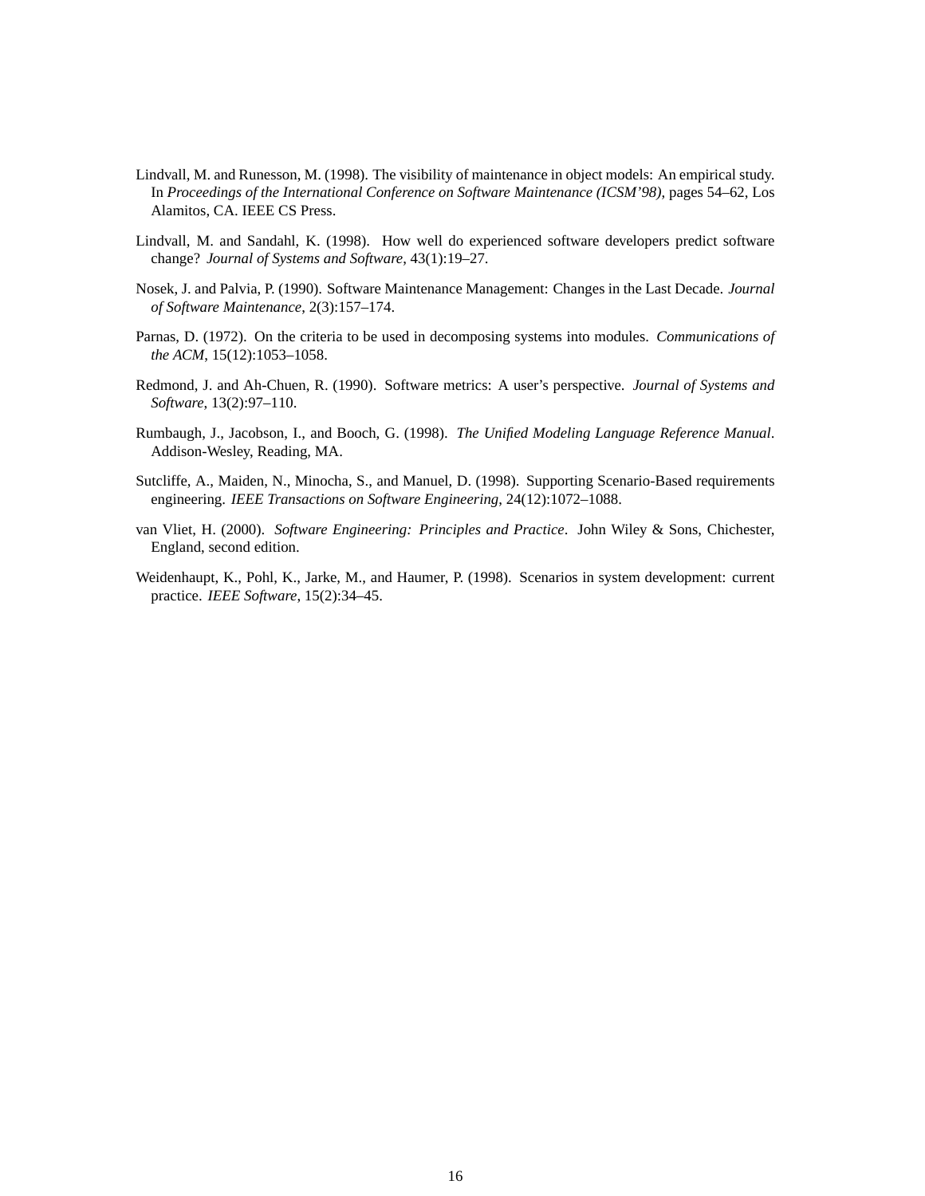Lindvall, M. and Runesson, M. (1998). The visibility of maintenance in object models: An empirical study. In *Proceedings of the International Conference on Software Maintenance (ICSM'98)*, pages 54–62, Los Alamitos, CA. IEEE CS Press.

Lindvall, M. and Sandahl, K. (1998). How well do experienced software developers predict software change? *Journal of Systems and Software*, 43(1):19–27.

Nosek, J. and Palvia, P. (1990). Software Maintenance Management: Changes in the Last Decade. *Journal of Software Maintenance*, 2(3):157–174.

Parnas, D. (1972). On the criteria to be used in decomposing systems into modules. *Communications of the ACM*, 15(12):1053–1058.

Redmond, J. and Ah-Chuen, R. (1990). Software metrics: A user's perspective. *Journal of Systems and Software*, 13(2):97–110.

Rumbaugh, J., Jacobson, I., and Booch, G. (1998). *The Unified Modeling Language Reference Manual*. Addison-Wesley, Reading, MA.

Sutcliffe, A., Maiden, N., Minocha, S., and Manuel, D. (1998). Supporting Scenario-Based requirements engineering. *IEEE Transactions on Software Engineering*, 24(12):1072–1088.

van Vliet, H. (2000). *Software Engineering: Principles and Practice*. John Wiley & Sons, Chichester, England, second edition.

Weidenhaupt, K., Pohl, K., Jarke, M., and Haumer, P. (1998). Scenarios in system development: current practice. *IEEE Software*, 15(2):34–45.